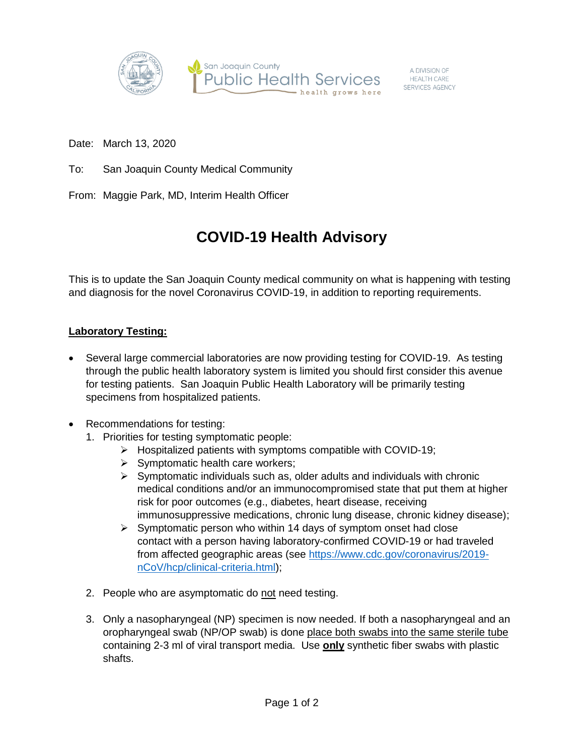San Joaquin County Public Health Services
health grows here

A DIVISION OF HEALTH CARE SERVICES AGENCY

Date: March 13, 2020

To: San Joaquin County Medical Community

From: Maggie Park, MD, Interim Health Officer

# COVID-19 Health Advisory

This is to update the San Joaquin County medical community on what is happening with testing and diagnosis for the novel Coronavirus COVID-19, in addition to reporting requirements.

## Laboratory Testing:

- Several large commercial laboratories are now providing testing for COVID-19. As testing through the public health laboratory system is limited you should first consider this avenue for testing patients. San Joaquin Public Health Laboratory will be primarily testing specimens from hospitalized patients.

- Recommendations for testing:
  1. Priorities for testing symptomatic people:
     - Hospitalized patients with symptoms compatible with COVID-19;
     - Symptomatic health care workers;
     - Symptomatic individuals such as, older adults and individuals with chronic medical conditions and/or an immunocompromised state that put them at higher risk for poor outcomes (e.g., diabetes, heart disease, receiving immunosuppressive medications, chronic lung disease, chronic kidney disease);
     - Symptomatic person who within 14 days of symptom onset had close contact with a person having laboratory-confirmed COVID-19 or had traveled from affected geographic areas (see https://www.cdc.gov/coronavirus/2019-nCoV/hcp/clinical-criteria.html);
  2. People who are asymptomatic do not need testing.
  3. Only a nasopharyngeal (NP) specimen is now needed. If both a nasopharyngeal and an oropharyngeal swab (NP/OP swab) is done place both swabs into the same sterile tube containing 2-3 ml of viral transport media. Use **only** synthetic fiber swabs with plastic shafts.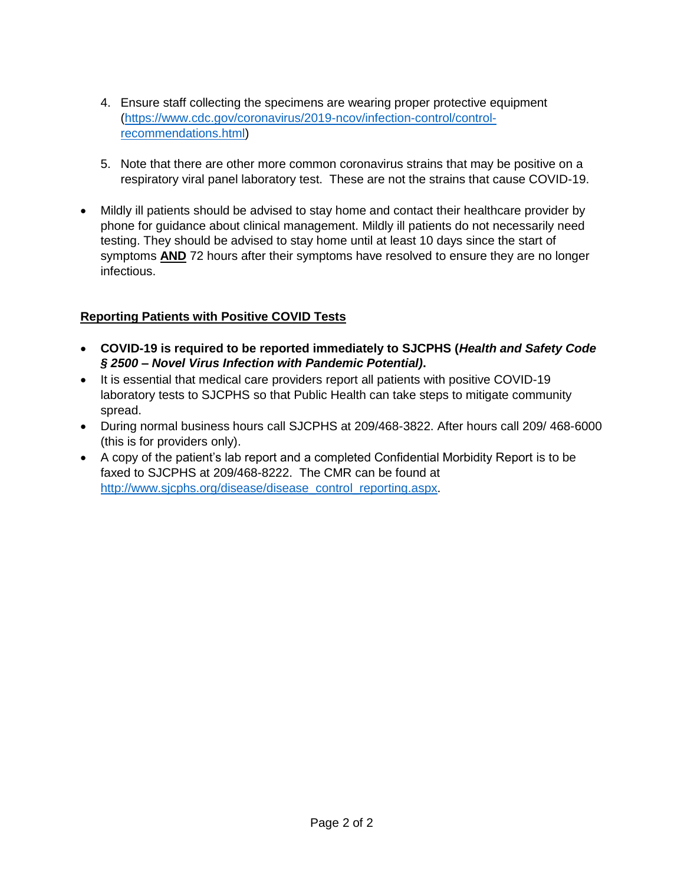4. Ensure staff collecting the specimens are wearing proper protective equipment ([https://www.cdc.gov/coronavirus/2019-ncov/infection-control/control-recommendations.html](https://www.cdc.gov/coronavirus/2019-ncov/infection-control/control-recommendations.html))

5. Note that there are other more common coronavirus strains that may be positive on a respiratory viral panel laboratory test. These are not the strains that cause COVID-19.

- Mildly ill patients should be advised to stay home and contact their healthcare provider by phone for guidance about clinical management. Mildly ill patients do not necessarily need testing. They should be advised to stay home until at least 10 days since the start of symptoms **AND** 72 hours after their symptoms have resolved to ensure they are no longer infectious.

## Reporting Patients with Positive COVID Tests

- **COVID-19 is required to be reported immediately to SJCPHS (*Health and Safety Code § 2500 – Novel Virus Infection with Pandemic Potential*).**
- It is essential that medical care providers report all patients with positive COVID-19 laboratory tests to SJCPHS so that Public Health can take steps to mitigate community spread.
- During normal business hours call SJCPHS at 209/468-3822. After hours call 209/ 468-6000 (this is for providers only).
- A copy of the patient's lab report and a completed Confidential Morbidity Report is to be faxed to SJCPHS at 209/468-8222. The CMR can be found at [http://www.sjcphs.org/disease/disease_control_reporting.aspx](http://www.sjcphs.org/disease/disease_control_reporting.aspx).